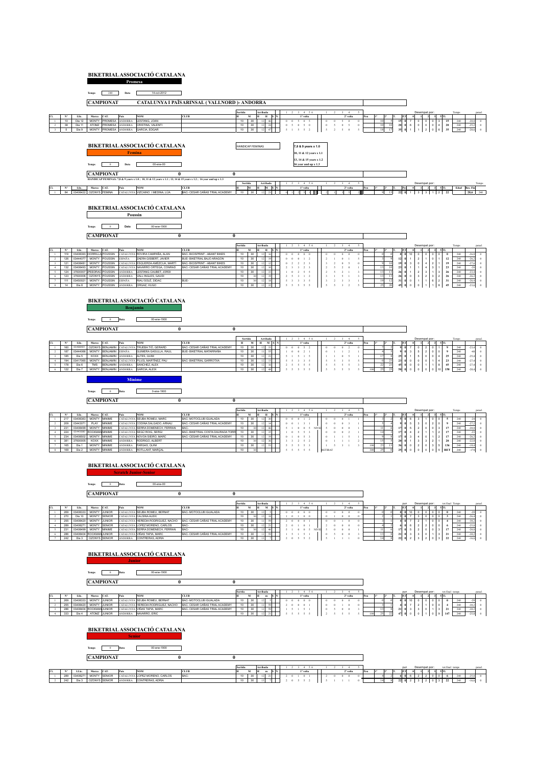# BIKETRIAL ASSOCIACIÓ CATALANA

## Promesa

Temps: 240 Data: 14-oct-2012

**CAMPIONAT** CATALUNYA I PAÏS ARINSAL ( VALLNORD )- ANDORRA

| Cl. | Nº | Llic. | Marca | CAT. | País | NOM | CLUB | Total | Temps |
|---|---|---|---|---|---|---|---|---|---|
| 1 | 10 | Dia 12 | MONTY | PROMESA | ANDORRA | LESTANG, JOAN | | 15 | 240 |
| 2 | 38 | Dia 11 | ATOMZ | PROMESA | ANDORRA | CRISTINA, VALENTI | | 20 | 240 |
| 3 | 5 | Dia 9 | MONTY | PROMESA | ANDORRA | GARCIA, EDGAR | | 35 | 240 |

# BIKETRIAL ASSOCIACIÓ CATALANA

## Femina

HANDICAP FEMINAS: 7,8 & 9 years x 1.0 ; 10, 11 & 12 years x 1.1 ; 13, 14 & 15 years x 1.2 ; 16 year and up x 1.3

Temps: 0 Data: 00-ene-00

**CAMPIONAT** 0

| Cl. | Nº | Llic. | Marca | CAT. | País | NOM | CLUB | Total | Temps |
|---|---|---|---|---|---|---|---|---|---|
| 1 | 84 | 03408422 | OZONYS | FEMINA | CATALUNYA | VIZCAINO I MEDINA, LUA | BAC- CESAR CAÑAS TRIAL ACADEMY | 22 | 240 |

# BIKETRIAL ASSOCIACIÓ CATALANA

## Poussin

Temps: 0 Data: 00-ene-1900

**CAMPIONAT** 0

| Cl. | Nº | Llic. | Marca | CAT. | País | NOM | CLUB | Total | Temps |
|---|---|---|---|---|---|---|---|---|---|
| 1 | 119 | 03408365 | HORRILLA | POUSSIN | CATALUNYA | ROVIRA CAMPAÑA, ALAN | BAC- BICISPRINT - ABANT BIKES | 0 | 240 |
| 2 | 126 | 03444077 | MONTY | POUSSIN | ESPAÑA | ZAERA GISBERT, JAVIER | BUE- BIKETRIAL BAJO ARAGON | 12 | 240 |
| 3 | 121 | 03408481 | MONTY | POUSSIN | CATALUNYA | ESQUERDA AMEZCUA, MARTÍ | BAC- BICISPRINT - ABANT BIKES | 19 | 240 |
| 4 | 132 | 03408493 | MONTY | POUSSIN | CATALUNYA | NAVARRO ORTEGA, CONRAD | BAC- CESAR CAÑAS TRIAL ACADEMY | 23 | 240 |
| 5 | 124 | 37600007 | PEEDRAG | POUSSIN | ANDORRA | LESTANG CAUBET, JORDI | | 26 | 240 |
| 6 | 123 | 37600006 | OZONYS | POUSSIN | ANDORRA | VALL INGLES, GAUDI | | 26 | 240 |
| 7 | 111 | 03450021 | MONTY | POUSSIN | ESPAÑA | RIAU SOLÉ, DIDAC | BUE- | 31 | 240 |
| 8 | 14 | Dia 8 | MONTY | POUSSIN | ANDORRA | ORGAZ, HUGO | | 45 | 240 |

# BIKETRIAL ASSOCIACIÓ CATALANA

## Benjamin

Temps: 0 Data: 00-ene-1900

**CAMPIONAT** 0

| Cl. | Nº | Llic. | Marca | CAT. | País | NOM | CLUB | Total | Temps |
|---|---|---|---|---|---|---|---|---|---|
| 1 | 160 | 03408401 | OZONYS | BENJAMIN | CATALUNYA | TRUEBA TIÓ, GERARD | BAC- CESAR CAÑAS TRIAL ACADEMY | 9 | 240 |
| 2 | 187 | 03444066 | MONTY | BENJAMIN | ESPAÑA | GUIMERA GASULLA, RAUL | BUE- BIKETRIAL MATARRAÑA | 9 | 240 |
| 3 | 185 | Dia 5 | KOXX | BENJAMIN | ANDORRA | ALTES, GUIM | | 25 | 240 |
| 4 | 194 | 03417065 | MONTY | BENJAMIN | CATALUNYA | PUJOL MARTÍNEZ, PAU | BAC- BIKETRIAL GARROTXA | 23 | 240 |
| 5 | 178 | Dia 6 | TMS | BENJAMIN | ANDORRA | SANCHEZ, ALEX | | 45 | 240 |
| 6 | 122 | Dia 7 | MONTY | BENJAMIN | ANDORRA | GARCIA, ALEIX | | 150 | 240 |

## Minime

Temps: 0 Data: 0-ene-1900

**CAMPIONAT** 0

| Cl. | Nº | Llic. | Marca | CAT. | País | NOM | CLUB | Total | Temps |
|---|---|---|---|---|---|---|---|---|---|
| 1 | 217 | 03408363 | MONTY | MINIME | CATALUNYA | SEUBA ROMEU, MARC | BAC- MOTOCLUB IGUALADA | 5 | 240 |
| 2 | 209 | 03443071 | PLAY | MINIME | CATALUNYA | CODINA SALGADO, ARNAU | BAC- CESAR CAÑAS TRIAL ACADEMY | 9 | 240 |
| 3 | 231 | 03408499 | MONTY | MINIME | CATALUNYA | SERRA DOMENECH, FERRAN | BAC- | 17 | 240 |
| 4 | 224 | 03448380 | ROCKMAN | MINIME | CATALUNYA | SEGÚ ROIG, SERGI | BAC- BIKETRIAL COSTA DAURADA TORR | 17 | 240 |
| 5 | 234 | 03408502 | MONTY | MINIME | CATALUNYA | NOVOA SIDRO, MARC | BAC- CESAR CAÑAS TRIAL ACADEMY | 17 | 240 |
| 6 | 381 | 37600005 | KOXX | MINIME | ANDORRA | RODRIGO, ALBERT | | 20 | 240 |
| 7 | 165 | Dia 1 | MONTY | MINIME | ANDORRA | FARGAS, QUIM | | 136 | 240 |
| 8 | 169 | Dia 2 | MONTY | MINIME | ANDORRA | ROTLLANT, MARÇAL | | RET | 240 |

# BIKETRIAL ASSOCIACIÓ CATALANA

## Scratch Junior-Senior

Temps: 0 Data: 00-ene-00

**CAMPIONAT** 0

| Cl. | Nº | Llic. | Marca | CAT. | País | NOM | CLUB | Total | Temps |
|---|---|---|---|---|---|---|---|---|---|
| 1 | 269 | 03408333 | MONTY | JUNIOR | CATALUNYA | SEUBA ROMEU, BERNAT | BAC- MOTOCLUB IGUALADA | 0 | 240 |
| 2 | 270 | Dia 10 | MONTY | SENIOR | CATALUNYA | CALSINA ALEIX | | 3 | 240 |
| 3 | 255 | 03408420 | MONTY | JUNIOR | CATALUNYA | HEREDIA RODRIGUEZ, NACHO | BAC- CESAR CAÑAS TRIAL ACADEMY | 4 | 240 |
| 4 | 289 | 03408271 | MONTY | SENIOR | CATALUNYA | LOPEZ MORENO, CARLOS | BAC- | 6 | 240 |
| 5 | 231 | 03408499 | MONTY | MINIME | CATALUNYA | SERRA DOMENECH, FERRAN | BAC- | 17 | 240 |
| 6 | 286 | 03408404 | ROCKMAN | JUNIOR | CATALUNYA | VIÑAS TAPIA, MARC | BAC- CESAR CAÑAS TRIAL ACADEMY | 21 | 240 |
| 7 | 242 | Dia 3 | OZONYS | SENIOR | ANDORRA | CONTRERAS, ADRIA | | 22 | 240 |

# BIKETRIAL ASSOCIACIÓ CATALANA

## Junior

Temps: 0 Data: 00-ene-1900

**CAMPIONAT** 0

| Cl. | Nº | Llic. | Marca | CAT. | País | NOM | CLUB | Total | Temps |
|---|---|---|---|---|---|---|---|---|---|
| 1 | 269 | 03408333 | MONTY | JUNIOR | CATALUNYA | SEUBA ROMEU, BERNAT | BAC- MOTOCLUB IGUALADA | 0 | 240 |
| 2 | 255 | 03408420 | MONTY | JUNIOR | CATALUNYA | HEREDIA RODRIGUEZ, NACHO | BAC- CESAR CAÑAS TRIAL ACADEMY | 4 | 240 |
| 3 | 286 | 03408404 | ROCKMAN | JUNIOR | CATALUNYA | VIÑAS TAPIA, MARC | BAC- CESAR CAÑAS TRIAL ACADEMY | 21 | 240 |
| 4 | 333 | Dia 4 | ATOMZ | JUNIOR | ANDORRA | NAVARRO, ERIC | | 147 | 240 |

# BIKETRIAL ASSOCIACIÓ CATALANA

## Senior

Temps: 0 Data: 00-ene-1900

**CAMPIONAT** 0

| Cl. | Nº | Llic. | Marca | CAT. | País | NOM | CLUB | Total | Temps |
|---|---|---|---|---|---|---|---|---|---|
| 1 | 289 | 03408271 | MONTY | SENIOR | CATALUNYA | LOPEZ MORENO, CARLOS | BAC- | 6 | 240 |
| 2 | 242 | Dia 3 | OZONYS | SENIOR | ANDORRA | CONTRERAS, ADRIA | | 22 | 240 |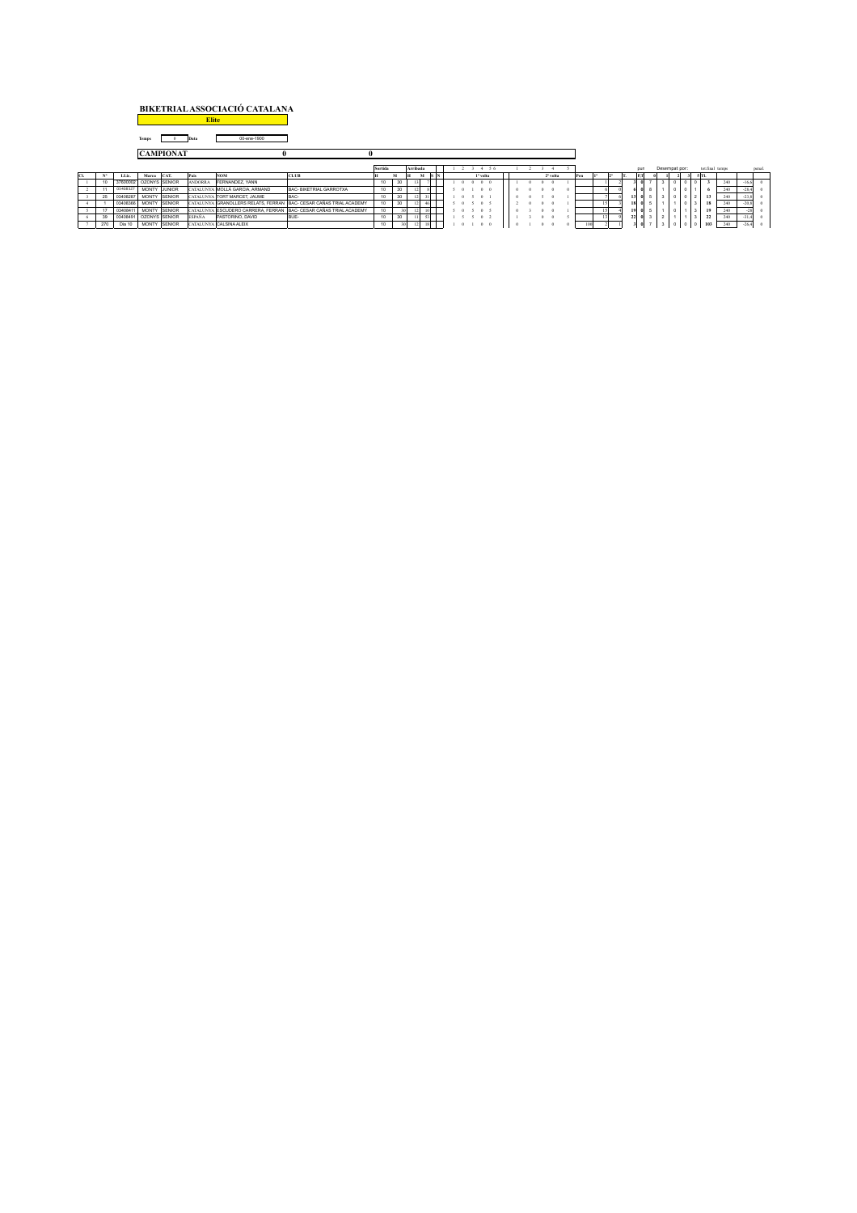# BIKETRIAL ASSOCIACIÓ CATALANA

**Elite**

Temps 0 Data 00-ene-1900

**CAMPIONAT** 0 0

| Cl. | Nº | Llic. | Marca | CAT. | País | NOM | CLUB | Sortida H | Sortida M | Arribada H | Arribada M | 1ª volta 1 | 2 | 3 | 4 | 5 | 6 | 2ª volta 1 | 2 | 3 | 4 | 5 | Pen | 1ª | 2ª | T. | Desempat per: 0 | 1 | 2 | 3 | 5 | TL | tot.final | temps | penal. |
|---|---|---|---|---|---|---|---|---|---|---|---|---|---|---|---|---|---|---|---|---|---|---|---|---|---|---|---|---|---|---|---|---|---|---|---|
| 1 | 10 | 37600002 | OZONYS | SENIOR | ANDORRA | FERNANDEZ, YANN | | 10 | 30 | 13 | 7 | 1 | 0 | 0 | 0 | 0 | | 1 | 0 | 0 | 0 | 1 | | 1 | 2 | 3 | 0 | 7 | 3 | 0 | 0 | 0 | 3 | 240 | -16,6 | 0 |
| 2 | 11 | 03408327 | MONTY | JUNIOR | CATALUNYA | MOLLÀ GARCÍA, ARMAND | BAC- BIKETRIAL GARROTXA | 10 | 30 | 12 | 8 | 5 | 0 | 1 | 0 | 0 | | 0 | 0 | 0 | 0 | 0 | | 6 | 0 | 6 | 0 | 8 | 1 | 0 | 0 | 1 | 6 | 240 | -28,4 | 0 |
| 3 | 25 | 03408287 | MONTY | SENIOR | CATALUNYA | TORT MARCET, JAUME | BAC- | 10 | 30 | 12 | 31 | 1 | 0 | 5 | 0 | 1 | | 0 | 0 | 5 | 0 | 1 | | 7 | 6 | 13 | 0 | 5 | 3 | 0 | 0 | 2 | 13 | 240 | -23,8 | 0 |
| 4 | 1 | 03408366 | MONTY | SENIOR | CATALUNYA | GRANOLLERS RELATS, FERRAN | BAC- CESAR CAÑAS TRIAL ACADEMY | 10 | 30 | 12 | 46 | 5 | 0 | 5 | 0 | 5 | | 2 | 0 | 0 | 0 | 1 | | 15 | 3 | 18 | 0 | 5 | 1 | 1 | 0 | 3 | 18 | 240 | -20,8 | 0 |
| 5 | 17 | 03408411 | MONTY | SENIOR | CATALUNYA | ESCUDERO CARRERA, FERRAN | BAC- CESAR CAÑAS TRIAL ACADEMY | 10 | 30 | 12 | 30 | 5 | 0 | 5 | 0 | 5 | | 0 | 3 | 0 | 0 | 1 | | 15 | 4 | 19 | 0 | 5 | 1 | 0 | 1 | 3 | 19 | 240 | -24 | 0 |
| 6 | 39 | 03408491 | OZONYS | SENIOR | ESPAÑA | PASTORINO, DAVID | BUE- | 10 | 30 | 11 | 51 | 1 | 5 | 5 | 0 | 2 | | 1 | 3 | 0 | 0 | 5 | | 13 | 9 | 22 | 0 | 3 | 2 | 1 | 1 | 3 | 22 | 240 | -31,8 | 0 |
| 7 | 270 | Dia 10 | MONTY | SENIOR | CATALUNYA | CALSINA ALEIX | | 10 | 30 | 12 | 18 | 1 | 0 | 1 | 0 | 0 | | 0 | 1 | 0 | 0 | 0 | 100 | 2 | 1 | 3 | 0 | 7 | 3 | 0 | 0 | 0 | 103 | 240 | -26,4 | 0 |